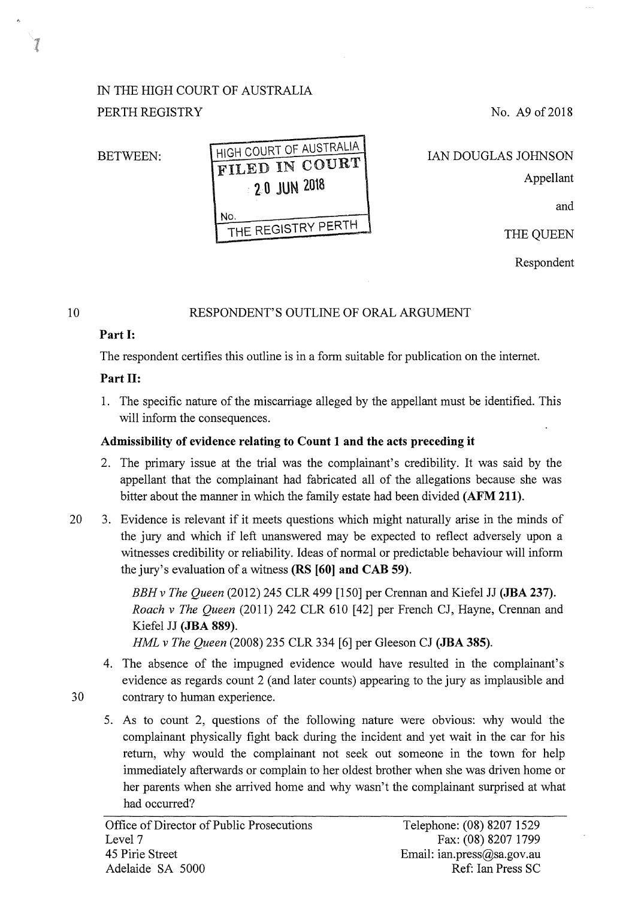IN THE HIGH COURT OF AUSTRALIA
PERTH REGISTRY

No. A9 of 2018

BETWEEN:

HIGH COURT OF AUSTRALIA
FILED IN COURT
20 JUN 2018
No.
THE REGISTRY PERTH

IAN DOUGLAS JOHNSON
Appellant

and

THE QUEEN
Respondent

## RESPONDENT'S OUTLINE OF ORAL ARGUMENT

**Part I:**

The respondent certifies this outline is in a form suitable for publication on the internet.

**Part II:**

1. The specific nature of the miscarriage alleged by the appellant must be identified. This will inform the consequences.

**Admissibility of evidence relating to Count 1 and the acts preceding it**

2. The primary issue at the trial was the complainant's credibility. It was said by the appellant that the complainant had fabricated all of the allegations because she was bitter about the manner in which the family estate had been divided **(AFM 211)**.

3. Evidence is relevant if it meets questions which might naturally arise in the minds of the jury and which if left unanswered may be expected to reflect adversely upon a witnesses credibility or reliability. Ideas of normal or predictable behaviour will inform the jury's evaluation of a witness **(RS [60] and CAB 59)**.

   *BBH v The Queen* (2012) 245 CLR 499 [150] per Crennan and Kiefel JJ **(JBA 237)**.
   *Roach v The Queen* (2011) 242 CLR 610 [42] per French CJ, Hayne, Crennan and Kiefel JJ **(JBA 889)**.
   *HML v The Queen* (2008) 235 CLR 334 [6] per Gleeson CJ **(JBA 385)**.

4. The absence of the impugned evidence would have resulted in the complainant's evidence as regards count 2 (and later counts) appearing to the jury as implausible and contrary to human experience.

5. As to count 2, questions of the following nature were obvious: why would the complainant physically fight back during the incident and yet wait in the car for his return, why would the complainant not seek out someone in the town for help immediately afterwards or complain to her oldest brother when she was driven home or her parents when she arrived home and why wasn't the complainant surprised at what had occurred?

Office of Director of Public Prosecutions
Level 7
45 Pirie Street
Adelaide SA 5000

Telephone: (08) 8207 1529
Fax: (08) 8207 1799
Email: ian.press@sa.gov.au
Ref: Ian Press SC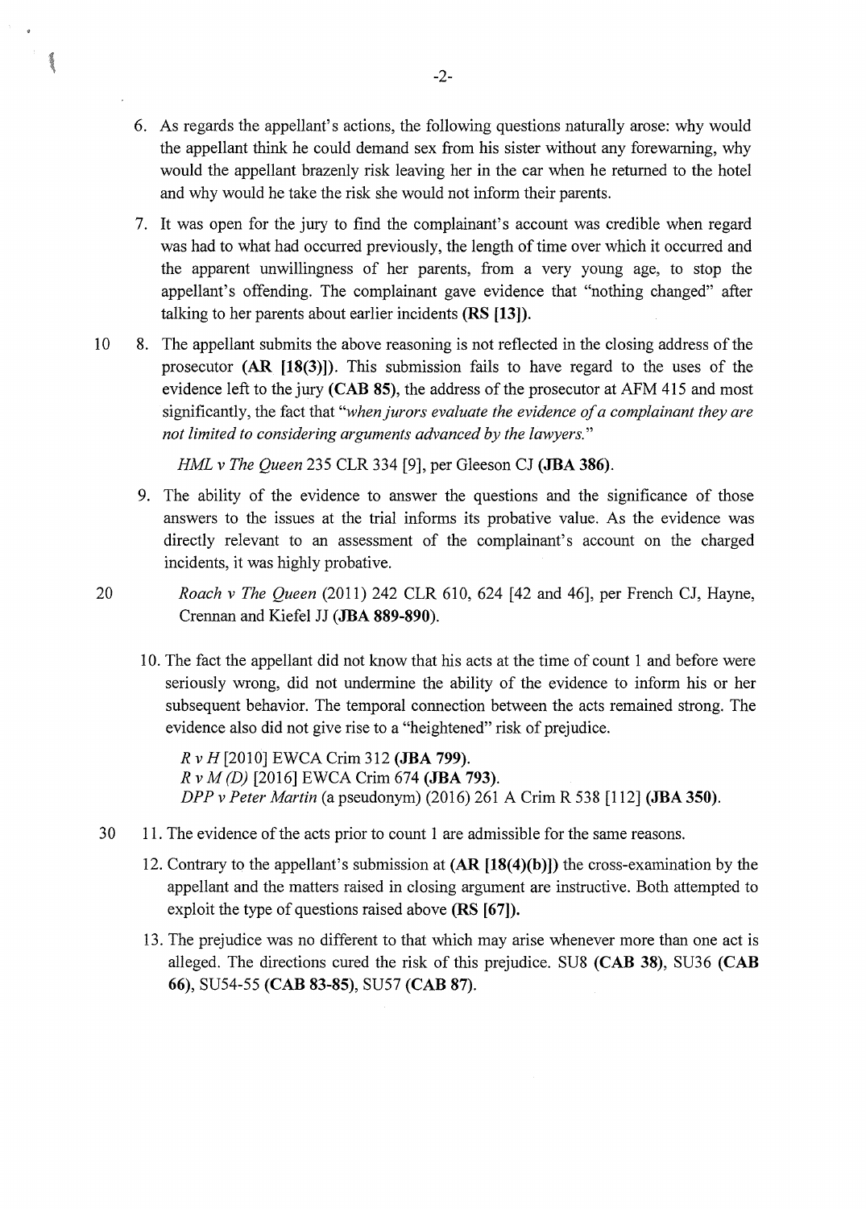6. As regards the appellant's actions, the following questions naturally arose: why would the appellant think he could demand sex from his sister without any forewarning, why would the appellant brazenly risk leaving her in the car when he returned to the hotel and why would he take the risk she would not inform their parents.

7. It was open for the jury to find the complainant's account was credible when regard was had to what had occurred previously, the length of time over which it occurred and the apparent unwillingness of her parents, from a very young age, to stop the appellant's offending. The complainant gave evidence that "nothing changed" after talking to her parents about earlier incidents **(RS [13])**.

8. The appellant submits the above reasoning is not reflected in the closing address of the prosecutor **(AR [18(3)])**. This submission fails to have regard to the uses of the evidence left to the jury **(CAB 85)**, the address of the prosecutor at AFM 415 and most significantly, the fact that *"when jurors evaluate the evidence of a complainant they are not limited to considering arguments advanced by the lawyers."*

   *HML v The Queen* 235 CLR 334 [9], per Gleeson CJ **(JBA 386)**.

9. The ability of the evidence to answer the questions and the significance of those answers to the issues at the trial informs its probative value. As the evidence was directly relevant to an assessment of the complainant's account on the charged incidents, it was highly probative.

   *Roach v The Queen* (2011) 242 CLR 610, 624 [42 and 46], per French CJ, Hayne, Crennan and Kiefel JJ **(JBA 889-890)**.

10. The fact the appellant did not know that his acts at the time of count 1 and before were seriously wrong, did not undermine the ability of the evidence to inform his or her subsequent behavior. The temporal connection between the acts remained strong. The evidence also did not give rise to a "heightened" risk of prejudice.

    *R v H* [2010] EWCA Crim 312 **(JBA 799)**.
    *R v M (D)* [2016] EWCA Crim 674 **(JBA 793)**.
    *DPP v Peter Martin* (a pseudonym) (2016) 261 A Crim R 538 [112] **(JBA 350)**.

11. The evidence of the acts prior to count 1 are admissible for the same reasons.

12. Contrary to the appellant's submission at **(AR [18(4)(b)])** the cross-examination by the appellant and the matters raised in closing argument are instructive. Both attempted to exploit the type of questions raised above **(RS [67])**.

13. The prejudice was no different to that which may arise whenever more than one act is alleged. The directions cured the risk of this prejudice. SU8 **(CAB 38)**, SU36 **(CAB 66)**, SU54-55 **(CAB 83-85)**, SU57 **(CAB 87)**.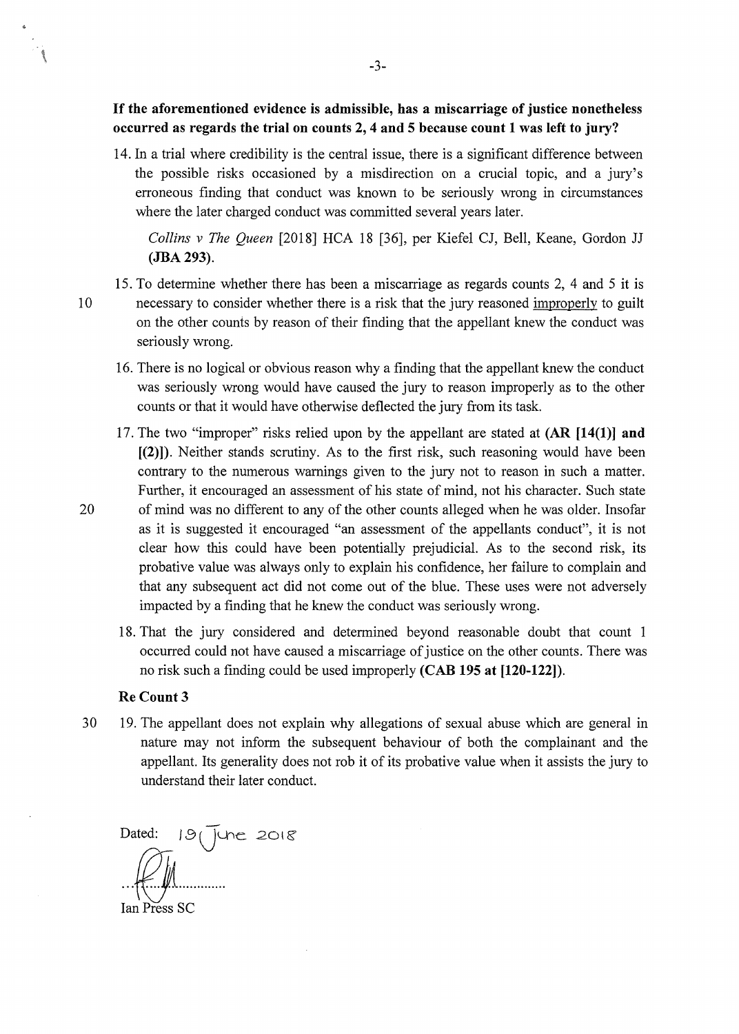**If the aforementioned evidence is admissible, has a miscarriage of justice nonetheless occurred as regards the trial on counts 2, 4 and 5 because count 1 was left to jury?**

14. In a trial where credibility is the central issue, there is a significant difference between the possible risks occasioned by a misdirection on a crucial topic, and a jury's erroneous finding that conduct was known to be seriously wrong in circumstances where the later charged conduct was committed several years later.

    *Collins v The Queen* [2018] HCA 18 [36], per Kiefel CJ, Bell, Keane, Gordon JJ **(JBA 293)**.

15. To determine whether there has been a miscarriage as regards counts 2, 4 and 5 it is necessary to consider whether there is a risk that the jury reasoned improperly to guilt on the other counts by reason of their finding that the appellant knew the conduct was seriously wrong.

16. There is no logical or obvious reason why a finding that the appellant knew the conduct was seriously wrong would have caused the jury to reason improperly as to the other counts or that it would have otherwise deflected the jury from its task.

17. The two "improper" risks relied upon by the appellant are stated at **(AR [14(1)] and [(2)])**. Neither stands scrutiny. As to the first risk, such reasoning would have been contrary to the numerous warnings given to the jury not to reason in such a matter. Further, it encouraged an assessment of his state of mind, not his character. Such state of mind was no different to any of the other counts alleged when he was older. Insofar as it is suggested it encouraged "an assessment of the appellants conduct", it is not clear how this could have been potentially prejudicial. As to the second risk, its probative value was always only to explain his confidence, her failure to complain and that any subsequent act did not come out of the blue. These uses were not adversely impacted by a finding that he knew the conduct was seriously wrong.

18. That the jury considered and determined beyond reasonable doubt that count 1 occurred could not have caused a miscarriage of justice on the other counts. There was no risk such a finding could be used improperly **(CAB 195 at [120-122])**.

### Re Count 3

19. The appellant does not explain why allegations of sexual abuse which are general in nature may not inform the subsequent behaviour of both the complainant and the appellant. Its generality does not rob it of its probative value when it assists the jury to understand their later conduct.

Dated: 19 June 2018

..............................

Ian Press SC